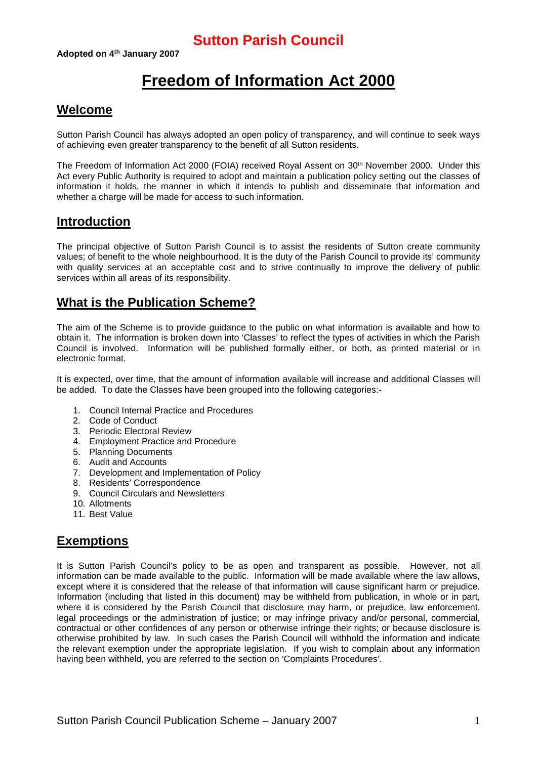# Sutton Parish Council

**Adopted on 4th January 2007**

# Freedom of Information Act 2000

## Welcome

Sutton Parish Council has always adopted an open policy of transparency, and will continue to seek ways of achieving even greater transparency to the benefit of all Sutton residents.

The Freedom of Information Act 2000 (FOIA) received Royal Assent on 30th November 2000. Under this Act every Public Authority is required to adopt and maintain a publication policy setting out the classes of information it holds, the manner in which it intends to publish and disseminate that information and whether a charge will be made for access to such information.

## Introduction

The principal objective of Sutton Parish Council is to assist the residents of Sutton create community values; of benefit to the whole neighbourhood. It is the duty of the Parish Council to provide its' community with quality services at an acceptable cost and to strive continually to improve the delivery of public services within all areas of its responsibility.

## What is the Publication Scheme?

The aim of the Scheme is to provide guidance to the public on what information is available and how to obtain it. The information is broken down into 'Classes' to reflect the types of activities in which the Parish Council is involved. Information will be published formally either, or both, as printed material or in electronic format.

It is expected, over time, that the amount of information available will increase and additional Classes will be added. To date the Classes have been grouped into the following categories:-

1. Council Internal Practice and Procedures
2. Code of Conduct
3. Periodic Electoral Review
4. Employment Practice and Procedure
5. Planning Documents
6. Audit and Accounts
7. Development and Implementation of Policy
8. Residents' Correspondence
9. Council Circulars and Newsletters
10. Allotments
11. Best Value

## Exemptions

It is Sutton Parish Council's policy to be as open and transparent as possible. However, not all information can be made available to the public. Information will be made available where the law allows, except where it is considered that the release of that information will cause significant harm or prejudice. Information (including that listed in this document) may be withheld from publication, in whole or in part, where it is considered by the Parish Council that disclosure may harm, or prejudice, law enforcement, legal proceedings or the administration of justice; or may infringe privacy and/or personal, commercial, contractual or other confidences of any person or otherwise infringe their rights; or because disclosure is otherwise prohibited by law. In such cases the Parish Council will withhold the information and indicate the relevant exemption under the appropriate legislation. If you wish to complain about any information having been withheld, you are referred to the section on 'Complaints Procedures'.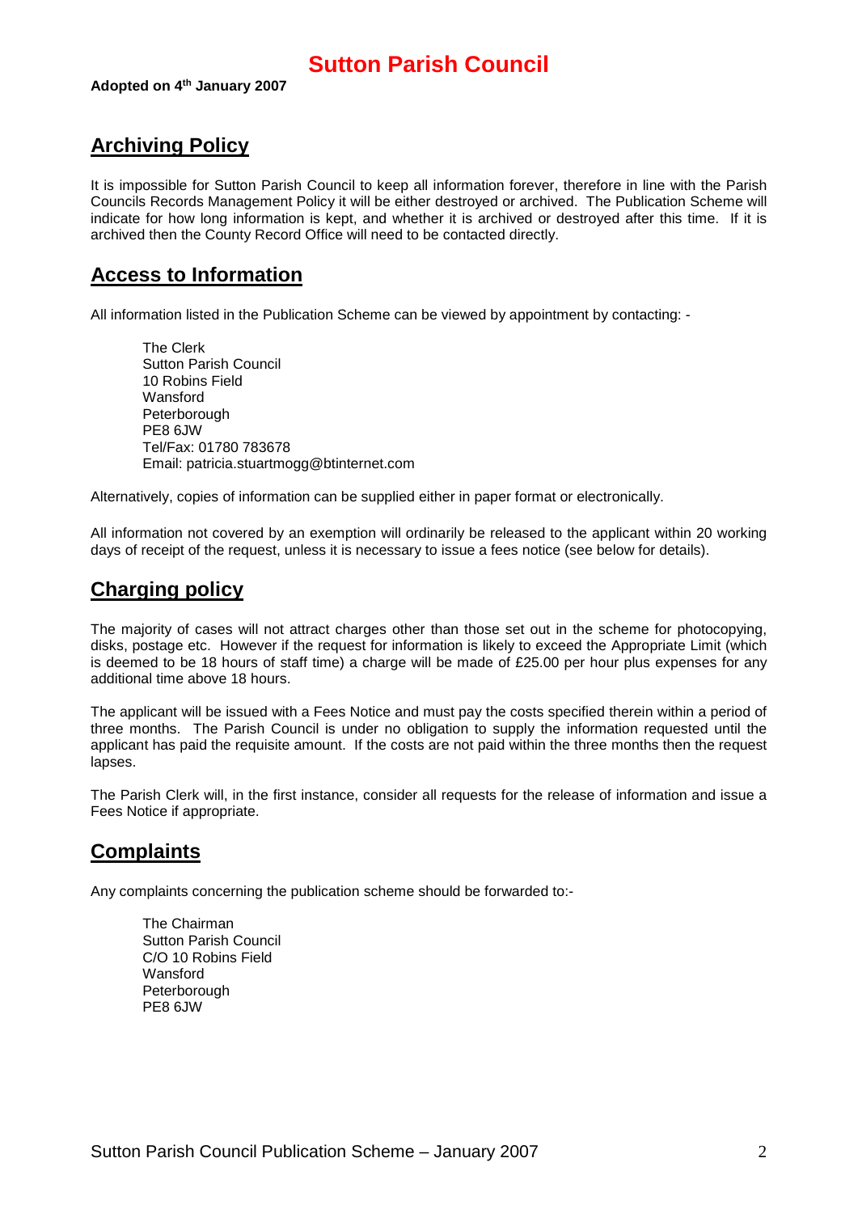# Sutton Parish Council

**Adopted on 4th January 2007**

## Archiving Policy

It is impossible for Sutton Parish Council to keep all information forever, therefore in line with the Parish Councils Records Management Policy it will be either destroyed or archived. The Publication Scheme will indicate for how long information is kept, and whether it is archived or destroyed after this time. If it is archived then the County Record Office will need to be contacted directly.

## Access to Information

All information listed in the Publication Scheme can be viewed by appointment by contacting: -

The Clerk
Sutton Parish Council
10 Robins Field
Wansford
Peterborough
PE8 6JW
Tel/Fax: 01780 783678
Email: patricia.stuartmogg@btinternet.com

Alternatively, copies of information can be supplied either in paper format or electronically.

All information not covered by an exemption will ordinarily be released to the applicant within 20 working days of receipt of the request, unless it is necessary to issue a fees notice (see below for details).

## Charging policy

The majority of cases will not attract charges other than those set out in the scheme for photocopying, disks, postage etc. However if the request for information is likely to exceed the Appropriate Limit (which is deemed to be 18 hours of staff time) a charge will be made of £25.00 per hour plus expenses for any additional time above 18 hours.

The applicant will be issued with a Fees Notice and must pay the costs specified therein within a period of three months. The Parish Council is under no obligation to supply the information requested until the applicant has paid the requisite amount. If the costs are not paid within the three months then the request lapses.

The Parish Clerk will, in the first instance, consider all requests for the release of information and issue a Fees Notice if appropriate.

## Complaints

Any complaints concerning the publication scheme should be forwarded to:-

The Chairman
Sutton Parish Council
C/O 10 Robins Field
Wansford
Peterborough
PE8 6JW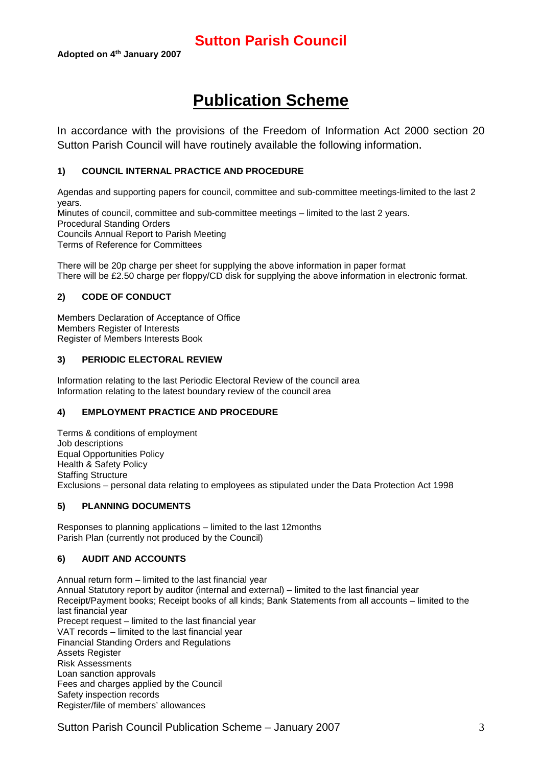# Sutton Parish Council

**Adopted on 4th January 2007**

## Publication Scheme

In accordance with the provisions of the Freedom of Information Act 2000 section 20 Sutton Parish Council will have routinely available the following information.

### 1) COUNCIL INTERNAL PRACTICE AND PROCEDURE

Agendas and supporting papers for council, committee and sub-committee meetings-limited to the last 2 years.
Minutes of council, committee and sub-committee meetings – limited to the last 2 years.
Procedural Standing Orders
Councils Annual Report to Parish Meeting
Terms of Reference for Committees

There will be 20p charge per sheet for supplying the above information in paper format
There will be £2.50 charge per floppy/CD disk for supplying the above information in electronic format.

### 2) CODE OF CONDUCT

Members Declaration of Acceptance of Office
Members Register of Interests
Register of Members Interests Book

### 3) PERIODIC ELECTORAL REVIEW

Information relating to the last Periodic Electoral Review of the council area
Information relating to the latest boundary review of the council area

### 4) EMPLOYMENT PRACTICE AND PROCEDURE

Terms & conditions of employment
Job descriptions
Equal Opportunities Policy
Health & Safety Policy
Staffing Structure
Exclusions – personal data relating to employees as stipulated under the Data Protection Act 1998

### 5) PLANNING DOCUMENTS

Responses to planning applications – limited to the last 12months
Parish Plan (currently not produced by the Council)

### 6) AUDIT AND ACCOUNTS

Annual return form – limited to the last financial year
Annual Statutory report by auditor (internal and external) – limited to the last financial year
Receipt/Payment books; Receipt books of all kinds; Bank Statements from all accounts – limited to the last financial year
Precept request – limited to the last financial year
VAT records – limited to the last financial year
Financial Standing Orders and Regulations
Assets Register
Risk Assessments
Loan sanction approvals
Fees and charges applied by the Council
Safety inspection records
Register/file of members' allowances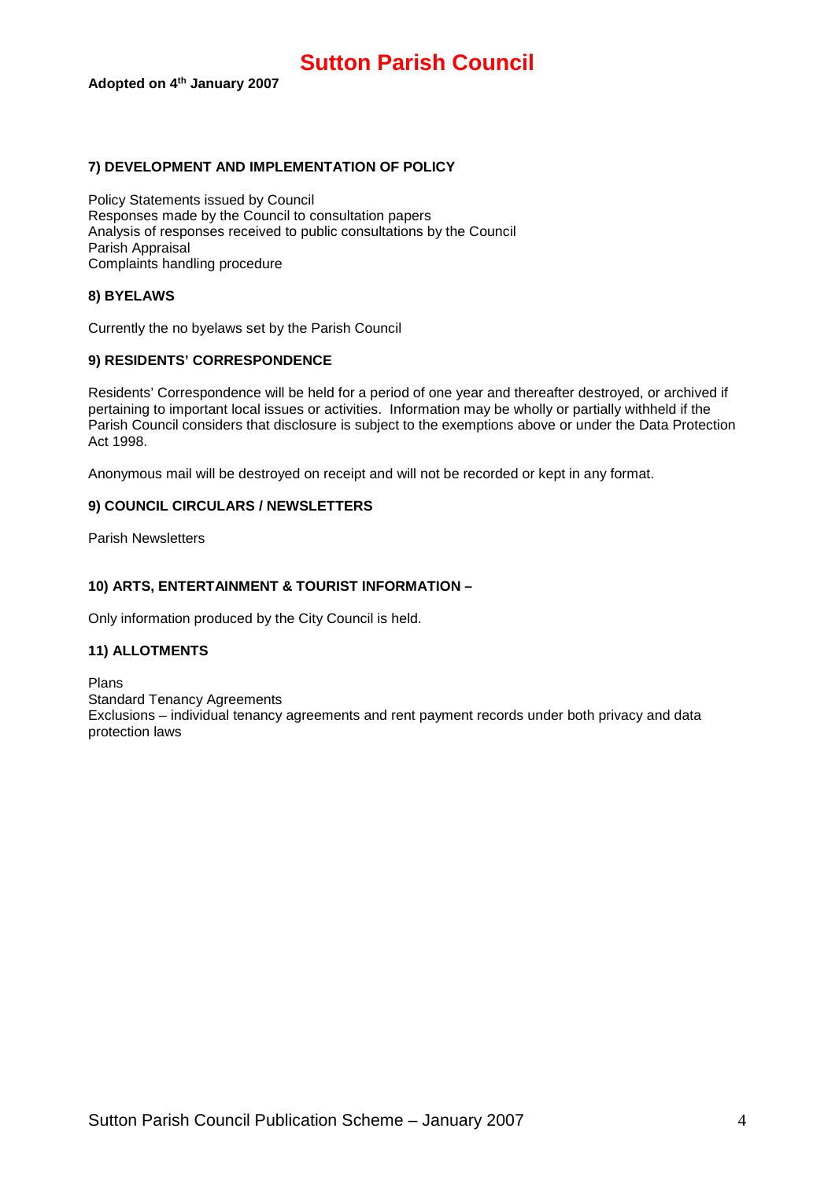**7) DEVELOPMENT AND IMPLEMENTATION OF POLICY**

Policy Statements issued by Council
Responses made by the Council to consultation papers
Analysis of responses received to public consultations by the Council
Parish Appraisal
Complaints handling procedure

**8) BYELAWS**

Currently the no byelaws set by the Parish Council

**9) RESIDENTS' CORRESPONDENCE**

Residents' Correspondence will be held for a period of one year and thereafter destroyed, or archived if pertaining to important local issues or activities. Information may be wholly or partially withheld if the Parish Council considers that disclosure is subject to the exemptions above or under the Data Protection Act 1998.

Anonymous mail will be destroyed on receipt and will not be recorded or kept in any format.

**9) COUNCIL CIRCULARS / NEWSLETTERS**

Parish Newsletters

**10) ARTS, ENTERTAINMENT & TOURIST INFORMATION –**

Only information produced by the City Council is held.

**11) ALLOTMENTS**

Plans
Standard Tenancy Agreements
Exclusions – individual tenancy agreements and rent payment records under both privacy and data protection laws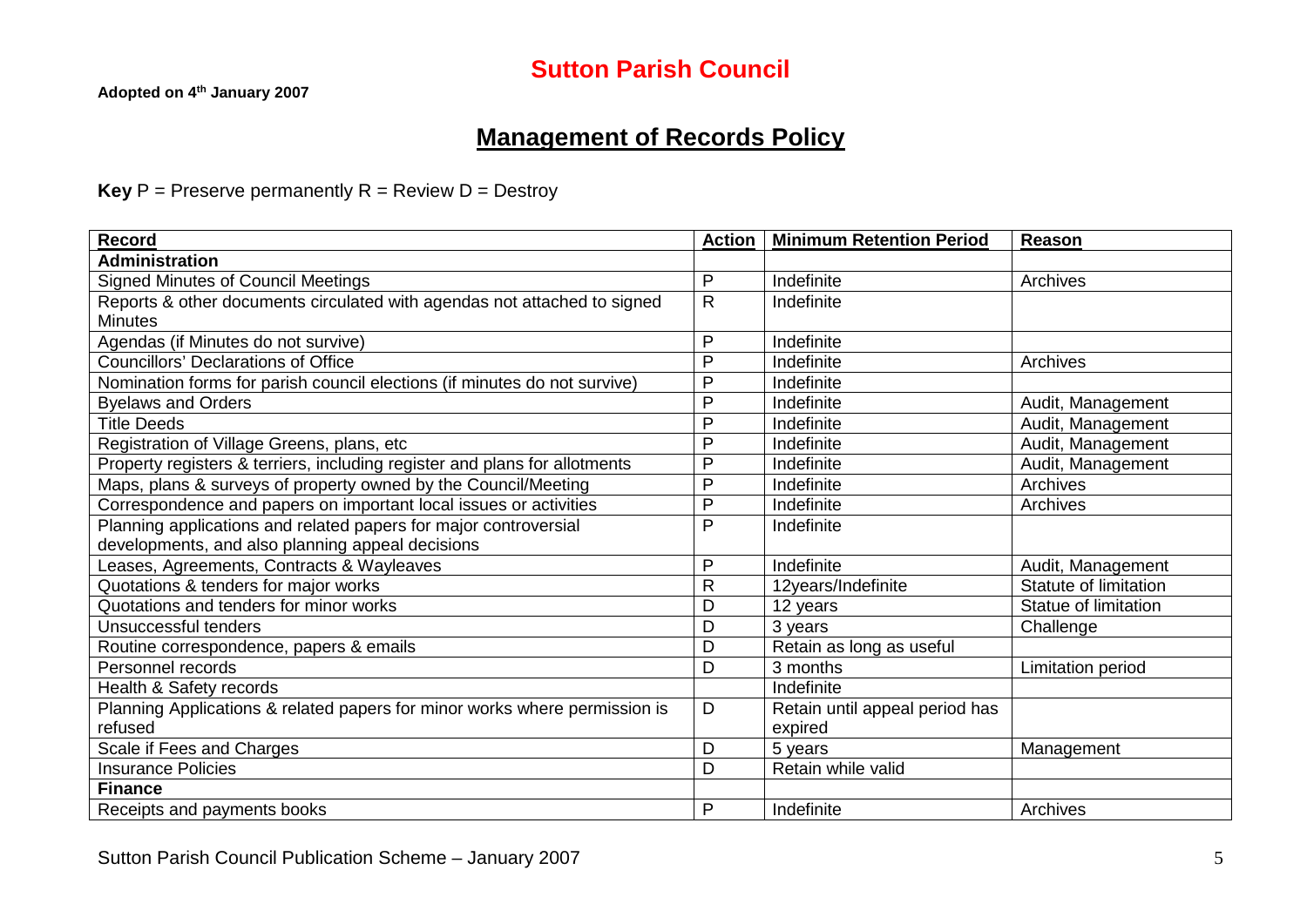# Sutton Parish Council

**Adopted on 4th January 2007**

## Management of Records Policy

**Key** P = Preserve permanently R = Review D = Destroy

| Record | Action | Minimum Retention Period | Reason |
|---|---|---|---|
| **Administration** | | | |
| Signed Minutes of Council Meetings | P | Indefinite | Archives |
| Reports & other documents circulated with agendas not attached to signed Minutes | R | Indefinite | |
| Agendas (if Minutes do not survive) | P | Indefinite | |
| Councillors' Declarations of Office | P | Indefinite | Archives |
| Nomination forms for parish council elections (if minutes do not survive) | P | Indefinite | |
| Byelaws and Orders | P | Indefinite | Audit, Management |
| Title Deeds | P | Indefinite | Audit, Management |
| Registration of Village Greens, plans, etc | P | Indefinite | Audit, Management |
| Property registers & terriers, including register and plans for allotments | P | Indefinite | Audit, Management |
| Maps, plans & surveys of property owned by the Council/Meeting | P | Indefinite | Archives |
| Correspondence and papers on important local issues or activities | P | Indefinite | Archives |
| Planning applications and related papers for major controversial developments, and also planning appeal decisions | P | Indefinite | |
| Leases, Agreements, Contracts & Wayleaves | P | Indefinite | Audit, Management |
| Quotations & tenders for major works | R | 12years/Indefinite | Statute of limitation |
| Quotations and tenders for minor works | D | 12 years | Statue of limitation |
| Unsuccessful tenders | D | 3 years | Challenge |
| Routine correspondence, papers & emails | D | Retain as long as useful | |
| Personnel records | D | 3 months | Limitation period |
| Health & Safety records | | Indefinite | |
| Planning Applications & related papers for minor works where permission is refused | D | Retain until appeal period has expired | |
| Scale if Fees and Charges | D | 5 years | Management |
| Insurance Policies | D | Retain while valid | |
| **Finance** | | | |
| Receipts and payments books | P | Indefinite | Archives |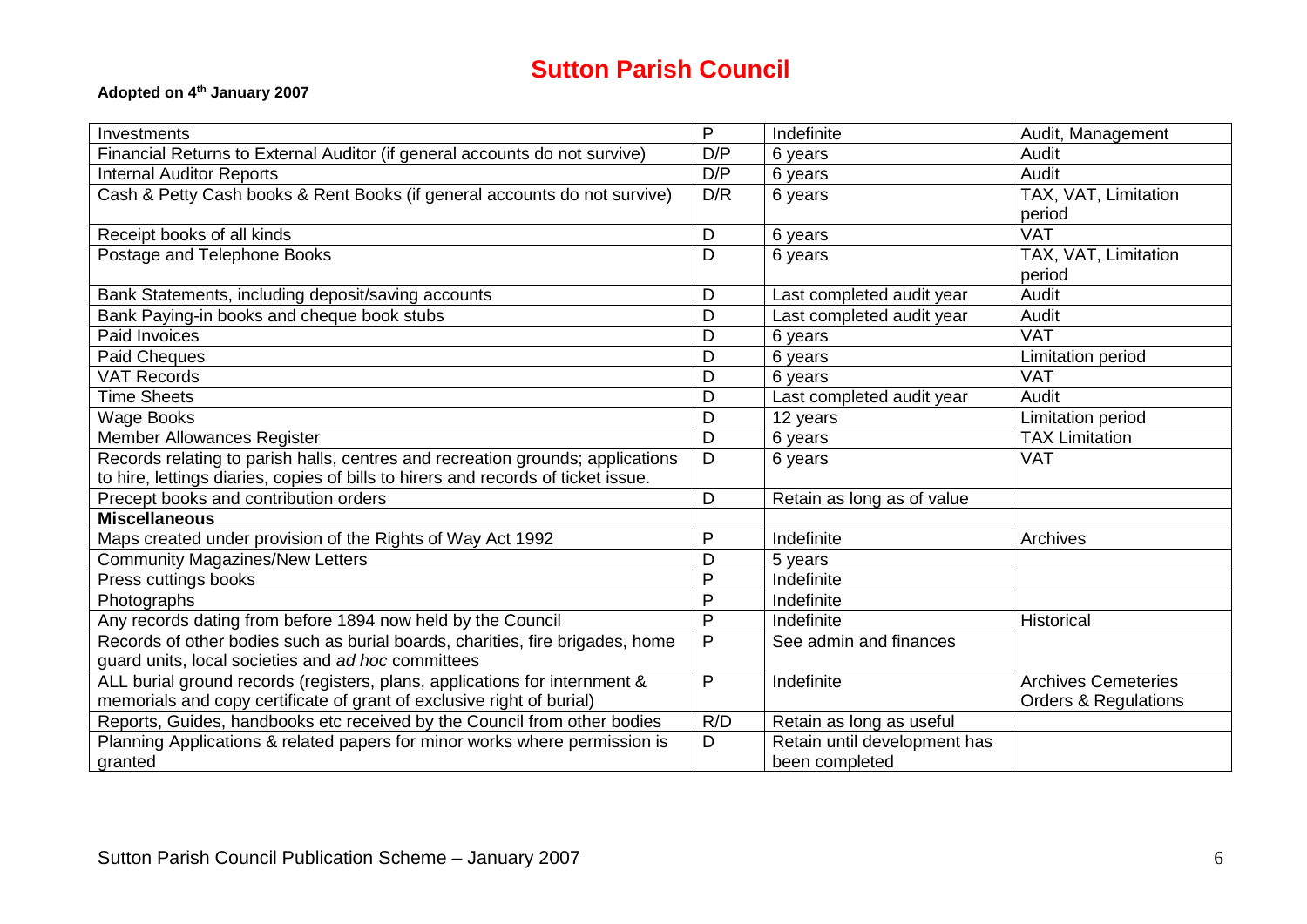# Sutton Parish Council

**Adopted on 4th January 2007**

| | | | |
|---|---|---|---|
| Investments | P | Indefinite | Audit, Management |
| Financial Returns to External Auditor (if general accounts do not survive) | D/P | 6 years | Audit |
| Internal Auditor Reports | D/P | 6 years | Audit |
| Cash & Petty Cash books & Rent Books (if general accounts do not survive) | D/R | 6 years | TAX, VAT, Limitation period |
| Receipt books of all kinds | D | 6 years | VAT |
| Postage and Telephone Books | D | 6 years | TAX, VAT, Limitation period |
| Bank Statements, including deposit/saving accounts | D | Last completed audit year | Audit |
| Bank Paying-in books and cheque book stubs | D | Last completed audit year | Audit |
| Paid Invoices | D | 6 years | VAT |
| Paid Cheques | D | 6 years | Limitation period |
| VAT Records | D | 6 years | VAT |
| Time Sheets | D | Last completed audit year | Audit |
| Wage Books | D | 12 years | Limitation period |
| Member Allowances Register | D | 6 years | TAX Limitation |
| Records relating to parish halls, centres and recreation grounds; applications to hire, lettings diaries, copies of bills to hirers and records of ticket issue. | D | 6 years | VAT |
| Precept books and contribution orders | D | Retain as long as of value | |
| **Miscellaneous** | | | |
| Maps created under provision of the Rights of Way Act 1992 | P | Indefinite | Archives |
| Community Magazines/New Letters | D | 5 years | |
| Press cuttings books | P | Indefinite | |
| Photographs | P | Indefinite | |
| Any records dating from before 1894 now held by the Council | P | Indefinite | Historical |
| Records of other bodies such as burial boards, charities, fire brigades, home guard units, local societies and *ad hoc* committees | P | See admin and finances | |
| ALL burial ground records (registers, plans, applications for internment & memorials and copy certificate of grant of exclusive right of burial) | P | Indefinite | Archives Cemeteries Orders & Regulations |
| Reports, Guides, handbooks etc received by the Council from other bodies | R/D | Retain as long as useful | |
| Planning Applications & related papers for minor works where permission is granted | D | Retain until development has been completed | |